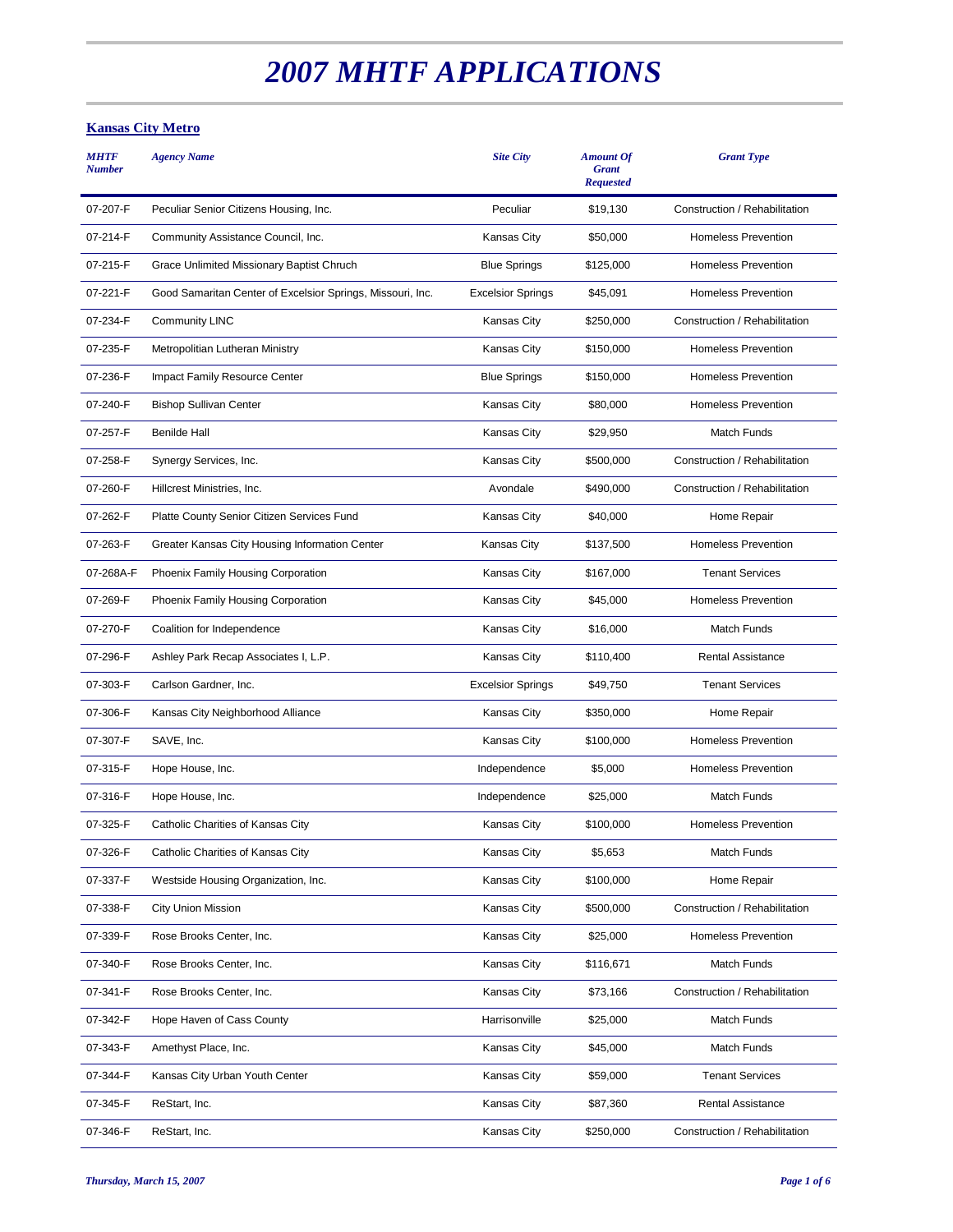# 2007 MHTF APPLICATIONS

## Kansas City Metro

| MHTF Number | Agency Name | Site City | Amount Of Grant Requested | Grant Type |
|---|---|---|---|---|
| 07-207-F | Peculiar Senior Citizens Housing, Inc. | Peculiar | $19,130 | Construction / Rehabilitation |
| 07-214-F | Community Assistance Council, Inc. | Kansas City | $50,000 | Homeless Prevention |
| 07-215-F | Grace Unlimited Missionary Baptist Chruch | Blue Springs | $125,000 | Homeless Prevention |
| 07-221-F | Good Samaritan Center of Excelsior Springs, Missouri, Inc. | Excelsior Springs | $45,091 | Homeless Prevention |
| 07-234-F | Community LINC | Kansas City | $250,000 | Construction / Rehabilitation |
| 07-235-F | Metropolitan Lutheran Ministry | Kansas City | $150,000 | Homeless Prevention |
| 07-236-F | Impact Family Resource Center | Blue Springs | $150,000 | Homeless Prevention |
| 07-240-F | Bishop Sullivan Center | Kansas City | $80,000 | Homeless Prevention |
| 07-257-F | Benilde Hall | Kansas City | $29,950 | Match Funds |
| 07-258-F | Synergy Services, Inc. | Kansas City | $500,000 | Construction / Rehabilitation |
| 07-260-F | Hillcrest Ministries, Inc. | Avondale | $490,000 | Construction / Rehabilitation |
| 07-262-F | Platte County Senior Citizen Services Fund | Kansas City | $40,000 | Home Repair |
| 07-263-F | Greater Kansas City Housing Information Center | Kansas City | $137,500 | Homeless Prevention |
| 07-268A-F | Phoenix Family Housing Corporation | Kansas City | $167,000 | Tenant Services |
| 07-269-F | Phoenix Family Housing Corporation | Kansas City | $45,000 | Homeless Prevention |
| 07-270-F | Coalition for Independence | Kansas City | $16,000 | Match Funds |
| 07-296-F | Ashley Park Recap Associates I, L.P. | Kansas City | $110,400 | Rental Assistance |
| 07-303-F | Carlson Gardner, Inc. | Excelsior Springs | $49,750 | Tenant Services |
| 07-306-F | Kansas City Neighborhood Alliance | Kansas City | $350,000 | Home Repair |
| 07-307-F | SAVE, Inc. | Kansas City | $100,000 | Homeless Prevention |
| 07-315-F | Hope House, Inc. | Independence | $5,000 | Homeless Prevention |
| 07-316-F | Hope House, Inc. | Independence | $25,000 | Match Funds |
| 07-325-F | Catholic Charities of Kansas City | Kansas City | $100,000 | Homeless Prevention |
| 07-326-F | Catholic Charities of Kansas City | Kansas City | $5,653 | Match Funds |
| 07-337-F | Westside Housing Organization, Inc. | Kansas City | $100,000 | Home Repair |
| 07-338-F | City Union Mission | Kansas City | $500,000 | Construction / Rehabilitation |
| 07-339-F | Rose Brooks Center, Inc. | Kansas City | $25,000 | Homeless Prevention |
| 07-340-F | Rose Brooks Center, Inc. | Kansas City | $116,671 | Match Funds |
| 07-341-F | Rose Brooks Center, Inc. | Kansas City | $73,166 | Construction / Rehabilitation |
| 07-342-F | Hope Haven of Cass County | Harrisonville | $25,000 | Match Funds |
| 07-343-F | Amethyst Place, Inc. | Kansas City | $45,000 | Match Funds |
| 07-344-F | Kansas City Urban Youth Center | Kansas City | $59,000 | Tenant Services |
| 07-345-F | ReStart, Inc. | Kansas City | $87,360 | Rental Assistance |
| 07-346-F | ReStart, Inc. | Kansas City | $250,000 | Construction / Rehabilitation |

*Thursday, March 15, 2007*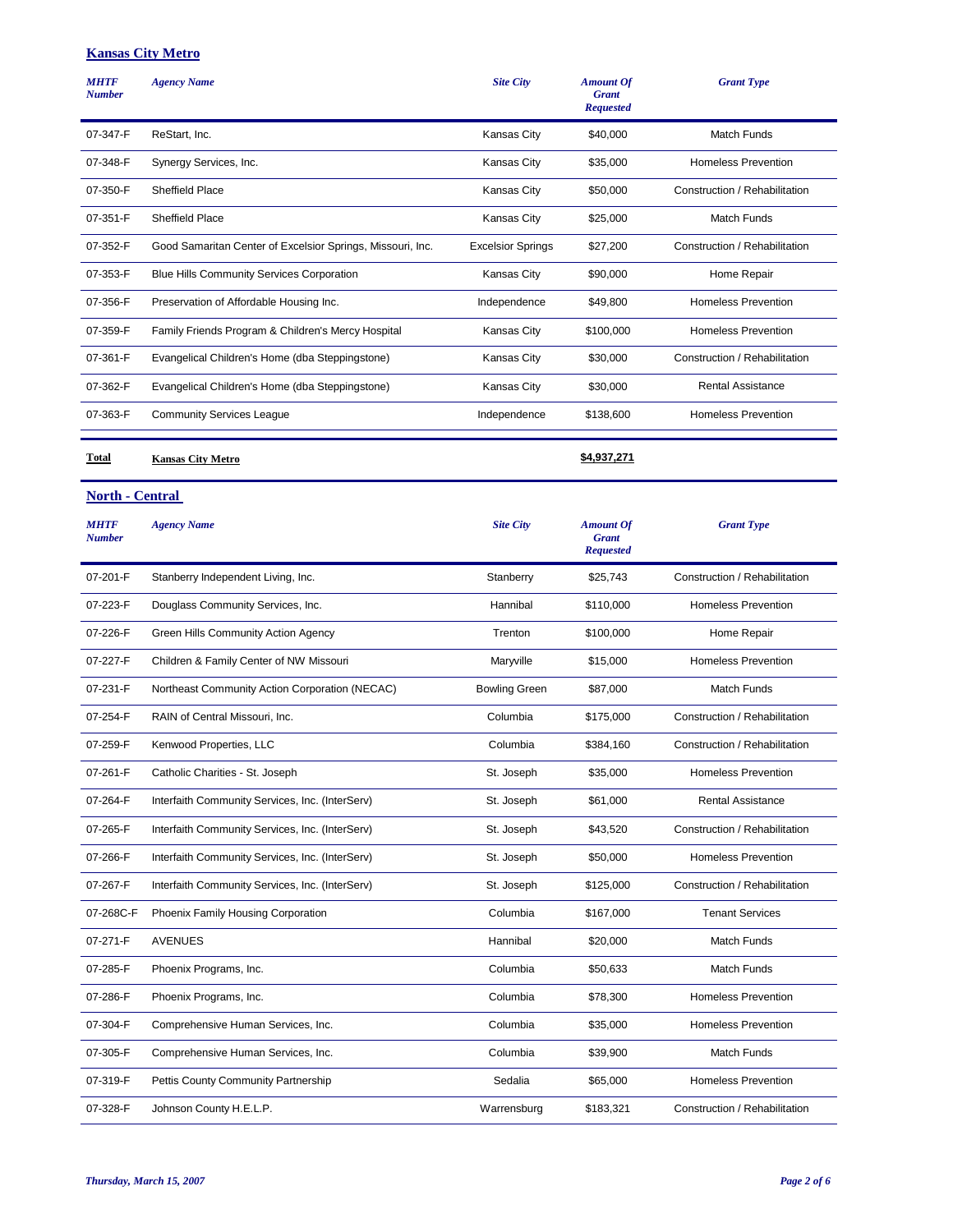## Kansas City Metro

| MHTF Number | Agency Name | Site City | Amount Of Grant Requested | Grant Type |
|---|---|---|---|---|
| 07-347-F | ReStart, Inc. | Kansas City | $40,000 | Match Funds |
| 07-348-F | Synergy Services, Inc. | Kansas City | $35,000 | Homeless Prevention |
| 07-350-F | Sheffield Place | Kansas City | $50,000 | Construction / Rehabilitation |
| 07-351-F | Sheffield Place | Kansas City | $25,000 | Match Funds |
| 07-352-F | Good Samaritan Center of Excelsior Springs, Missouri, Inc. | Excelsior Springs | $27,200 | Construction / Rehabilitation |
| 07-353-F | Blue Hills Community Services Corporation | Kansas City | $90,000 | Home Repair |
| 07-356-F | Preservation of Affordable Housing Inc. | Independence | $49,800 | Homeless Prevention |
| 07-359-F | Family Friends Program & Children's Mercy Hospital | Kansas City | $100,000 | Homeless Prevention |
| 07-361-F | Evangelical Children's Home (dba Steppingstone) | Kansas City | $30,000 | Construction / Rehabilitation |
| 07-362-F | Evangelical Children's Home (dba Steppingstone) | Kansas City | $30,000 | Rental Assistance |
| 07-363-F | Community Services League | Independence | $138,600 | Homeless Prevention |
| **Total** | **Kansas City Metro** | | **$4,937,271** | |

## North - Central

| MHTF Number | Agency Name | Site City | Amount Of Grant Requested | Grant Type |
|---|---|---|---|---|
| 07-201-F | Stanberry Independent Living, Inc. | Stanberry | $25,743 | Construction / Rehabilitation |
| 07-223-F | Douglass Community Services, Inc. | Hannibal | $110,000 | Homeless Prevention |
| 07-226-F | Green Hills Community Action Agency | Trenton | $100,000 | Home Repair |
| 07-227-F | Children & Family Center of NW Missouri | Maryville | $15,000 | Homeless Prevention |
| 07-231-F | Northeast Community Action Corporation (NECAC) | Bowling Green | $87,000 | Match Funds |
| 07-254-F | RAIN of Central Missouri, Inc. | Columbia | $175,000 | Construction / Rehabilitation |
| 07-259-F | Kenwood Properties, LLC | Columbia | $384,160 | Construction / Rehabilitation |
| 07-261-F | Catholic Charities - St. Joseph | St. Joseph | $35,000 | Homeless Prevention |
| 07-264-F | Interfaith Community Services, Inc. (InterServ) | St. Joseph | $61,000 | Rental Assistance |
| 07-265-F | Interfaith Community Services, Inc. (InterServ) | St. Joseph | $43,520 | Construction / Rehabilitation |
| 07-266-F | Interfaith Community Services, Inc. (InterServ) | St. Joseph | $50,000 | Homeless Prevention |
| 07-267-F | Interfaith Community Services, Inc. (InterServ) | St. Joseph | $125,000 | Construction / Rehabilitation |
| 07-268C-F | Phoenix Family Housing Corporation | Columbia | $167,000 | Tenant Services |
| 07-271-F | AVENUES | Hannibal | $20,000 | Match Funds |
| 07-285-F | Phoenix Programs, Inc. | Columbia | $50,633 | Match Funds |
| 07-286-F | Phoenix Programs, Inc. | Columbia | $78,300 | Homeless Prevention |
| 07-304-F | Comprehensive Human Services, Inc. | Columbia | $35,000 | Homeless Prevention |
| 07-305-F | Comprehensive Human Services, Inc. | Columbia | $39,900 | Match Funds |
| 07-319-F | Pettis County Community Partnership | Sedalia | $65,000 | Homeless Prevention |
| 07-328-F | Johnson County H.E.L.P. | Warrensburg | $183,321 | Construction / Rehabilitation |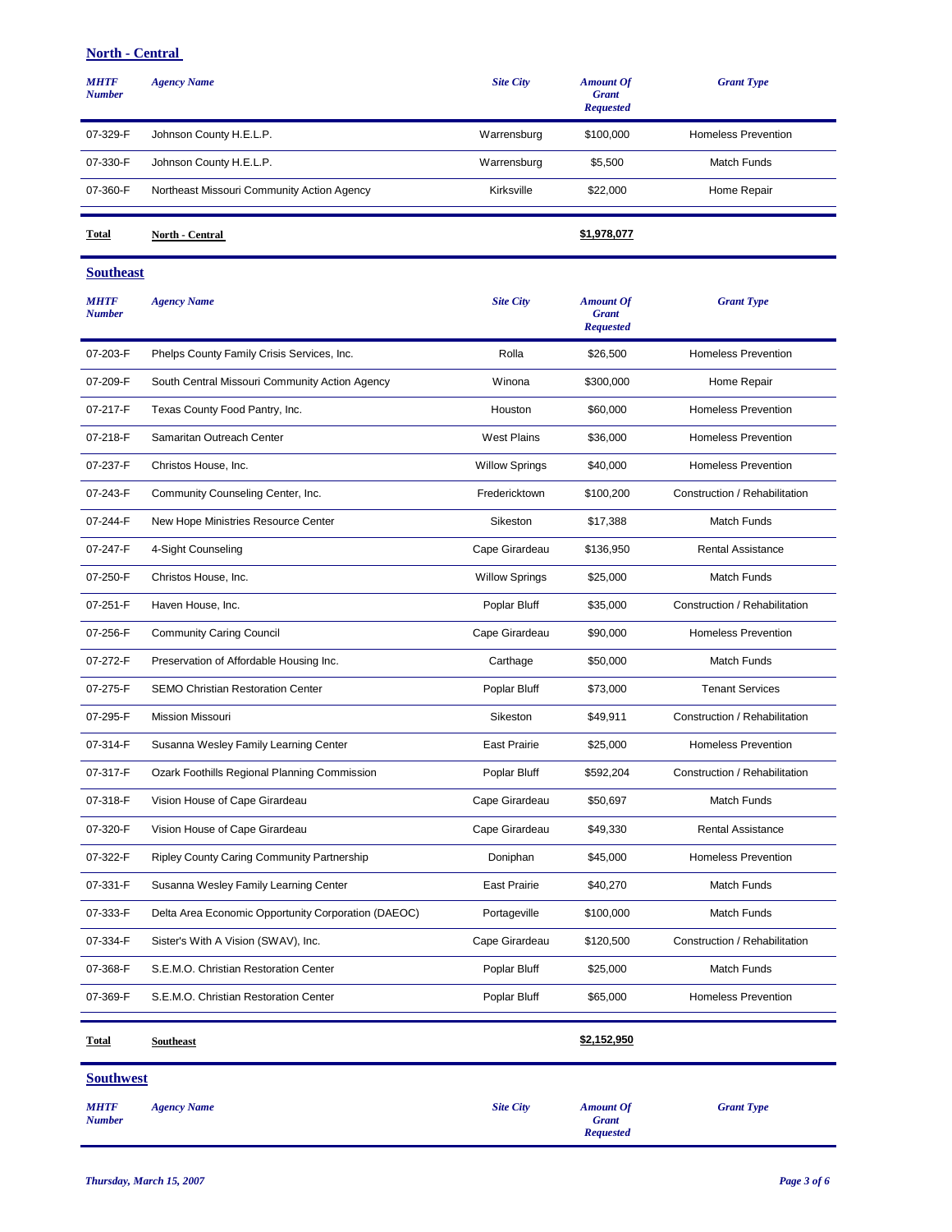## North - Central

| MHTF Number | Agency Name | Site City | Amount Of Grant Requested | Grant Type |
|---|---|---|---|---|
| 07-329-F | Johnson County H.E.L.P. | Warrensburg | $100,000 | Homeless Prevention |
| 07-330-F | Johnson County H.E.L.P. | Warrensburg | $5,500 | Match Funds |
| 07-360-F | Northeast Missouri Community Action Agency | Kirksville | $22,000 | Home Repair |
| **Total** | **North - Central** | | **$1,978,077** | |

## Southeast

| MHTF Number | Agency Name | Site City | Amount Of Grant Requested | Grant Type |
|---|---|---|---|---|
| 07-203-F | Phelps County Family Crisis Services, Inc. | Rolla | $26,500 | Homeless Prevention |
| 07-209-F | South Central Missouri Community Action Agency | Winona | $300,000 | Home Repair |
| 07-217-F | Texas County Food Pantry, Inc. | Houston | $60,000 | Homeless Prevention |
| 07-218-F | Samaritan Outreach Center | West Plains | $36,000 | Homeless Prevention |
| 07-237-F | Christos House, Inc. | Willow Springs | $40,000 | Homeless Prevention |
| 07-243-F | Community Counseling Center, Inc. | Fredericktown | $100,200 | Construction / Rehabilitation |
| 07-244-F | New Hope Ministries Resource Center | Sikeston | $17,388 | Match Funds |
| 07-247-F | 4-Sight Counseling | Cape Girardeau | $136,950 | Rental Assistance |
| 07-250-F | Christos House, Inc. | Willow Springs | $25,000 | Match Funds |
| 07-251-F | Haven House, Inc. | Poplar Bluff | $35,000 | Construction / Rehabilitation |
| 07-256-F | Community Caring Council | Cape Girardeau | $90,000 | Homeless Prevention |
| 07-272-F | Preservation of Affordable Housing Inc. | Carthage | $50,000 | Match Funds |
| 07-275-F | SEMO Christian Restoration Center | Poplar Bluff | $73,000 | Tenant Services |
| 07-295-F | Mission Missouri | Sikeston | $49,911 | Construction / Rehabilitation |
| 07-314-F | Susanna Wesley Family Learning Center | East Prairie | $25,000 | Homeless Prevention |
| 07-317-F | Ozark Foothills Regional Planning Commission | Poplar Bluff | $592,204 | Construction / Rehabilitation |
| 07-318-F | Vision House of Cape Girardeau | Cape Girardeau | $50,697 | Match Funds |
| 07-320-F | Vision House of Cape Girardeau | Cape Girardeau | $49,330 | Rental Assistance |
| 07-322-F | Ripley County Caring Community Partnership | Doniphan | $45,000 | Homeless Prevention |
| 07-331-F | Susanna Wesley Family Learning Center | East Prairie | $40,270 | Match Funds |
| 07-333-F | Delta Area Economic Opportunity Corporation (DAEOC) | Portageville | $100,000 | Match Funds |
| 07-334-F | Sister's With A Vision (SWAV), Inc. | Cape Girardeau | $120,500 | Construction / Rehabilitation |
| 07-368-F | S.E.M.O. Christian Restoration Center | Poplar Bluff | $25,000 | Match Funds |
| 07-369-F | S.E.M.O. Christian Restoration Center | Poplar Bluff | $65,000 | Homeless Prevention |
| **Total** | **Southeast** | | **$2,152,950** | |

## Southwest

| MHTF Number | Agency Name | Site City | Amount Of Grant Requested | Grant Type |
|---|---|---|---|---|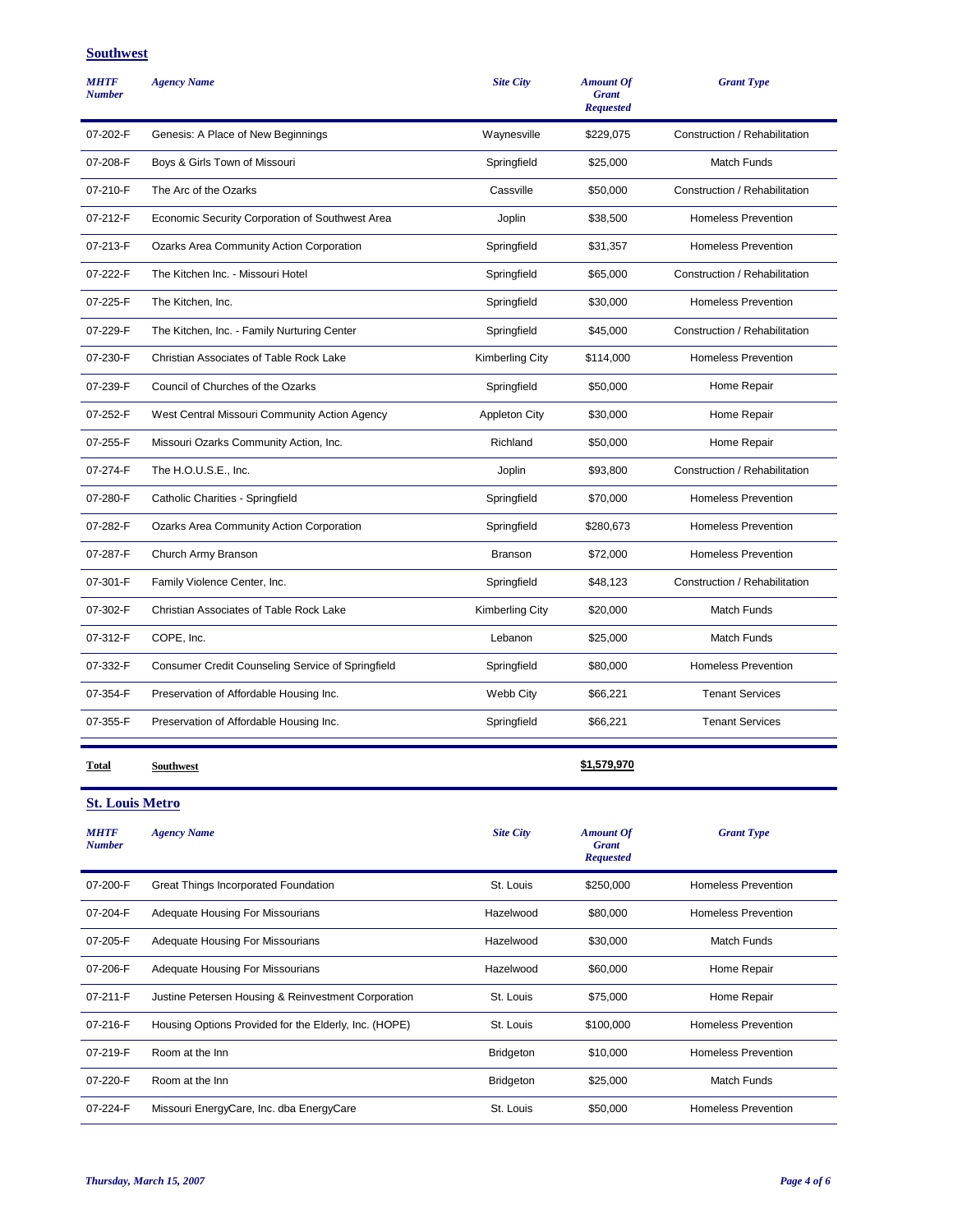## Southwest

| MHTF Number | Agency Name | Site City | Amount Of Grant Requested | Grant Type |
|---|---|---|---|---|
| 07-202-F | Genesis: A Place of New Beginnings | Waynesville | $229,075 | Construction / Rehabilitation |
| 07-208-F | Boys & Girls Town of Missouri | Springfield | $25,000 | Match Funds |
| 07-210-F | The Arc of the Ozarks | Cassville | $50,000 | Construction / Rehabilitation |
| 07-212-F | Economic Security Corporation of Southwest Area | Joplin | $38,500 | Homeless Prevention |
| 07-213-F | Ozarks Area Community Action Corporation | Springfield | $31,357 | Homeless Prevention |
| 07-222-F | The Kitchen Inc. - Missouri Hotel | Springfield | $65,000 | Construction / Rehabilitation |
| 07-225-F | The Kitchen, Inc. | Springfield | $30,000 | Homeless Prevention |
| 07-229-F | The Kitchen, Inc. - Family Nurturing Center | Springfield | $45,000 | Construction / Rehabilitation |
| 07-230-F | Christian Associates of Table Rock Lake | Kimberling City | $114,000 | Homeless Prevention |
| 07-239-F | Council of Churches of the Ozarks | Springfield | $50,000 | Home Repair |
| 07-252-F | West Central Missouri Community Action Agency | Appleton City | $30,000 | Home Repair |
| 07-255-F | Missouri Ozarks Community Action, Inc. | Richland | $50,000 | Home Repair |
| 07-274-F | The H.O.U.S.E., Inc. | Joplin | $93,800 | Construction / Rehabilitation |
| 07-280-F | Catholic Charities - Springfield | Springfield | $70,000 | Homeless Prevention |
| 07-282-F | Ozarks Area Community Action Corporation | Springfield | $280,673 | Homeless Prevention |
| 07-287-F | Church Army Branson | Branson | $72,000 | Homeless Prevention |
| 07-301-F | Family Violence Center, Inc. | Springfield | $48,123 | Construction / Rehabilitation |
| 07-302-F | Christian Associates of Table Rock Lake | Kimberling City | $20,000 | Match Funds |
| 07-312-F | COPE, Inc. | Lebanon | $25,000 | Match Funds |
| 07-332-F | Consumer Credit Counseling Service of Springfield | Springfield | $80,000 | Homeless Prevention |
| 07-354-F | Preservation of Affordable Housing Inc. | Webb City | $66,221 | Tenant Services |
| 07-355-F | Preservation of Affordable Housing Inc. | Springfield | $66,221 | Tenant Services |
| **Total** | **Southwest** | | **$1,579,970** | |

## St. Louis Metro

| MHTF Number | Agency Name | Site City | Amount Of Grant Requested | Grant Type |
|---|---|---|---|---|
| 07-200-F | Great Things Incorporated Foundation | St. Louis | $250,000 | Homeless Prevention |
| 07-204-F | Adequate Housing For Missourians | Hazelwood | $80,000 | Homeless Prevention |
| 07-205-F | Adequate Housing For Missourians | Hazelwood | $30,000 | Match Funds |
| 07-206-F | Adequate Housing For Missourians | Hazelwood | $60,000 | Home Repair |
| 07-211-F | Justine Petersen Housing & Reinvestment Corporation | St. Louis | $75,000 | Home Repair |
| 07-216-F | Housing Options Provided for the Elderly, Inc. (HOPE) | St. Louis | $100,000 | Homeless Prevention |
| 07-219-F | Room at the Inn | Bridgeton | $10,000 | Homeless Prevention |
| 07-220-F | Room at the Inn | Bridgeton | $25,000 | Match Funds |
| 07-224-F | Missouri EnergyCare, Inc. dba EnergyCare | St. Louis | $50,000 | Homeless Prevention |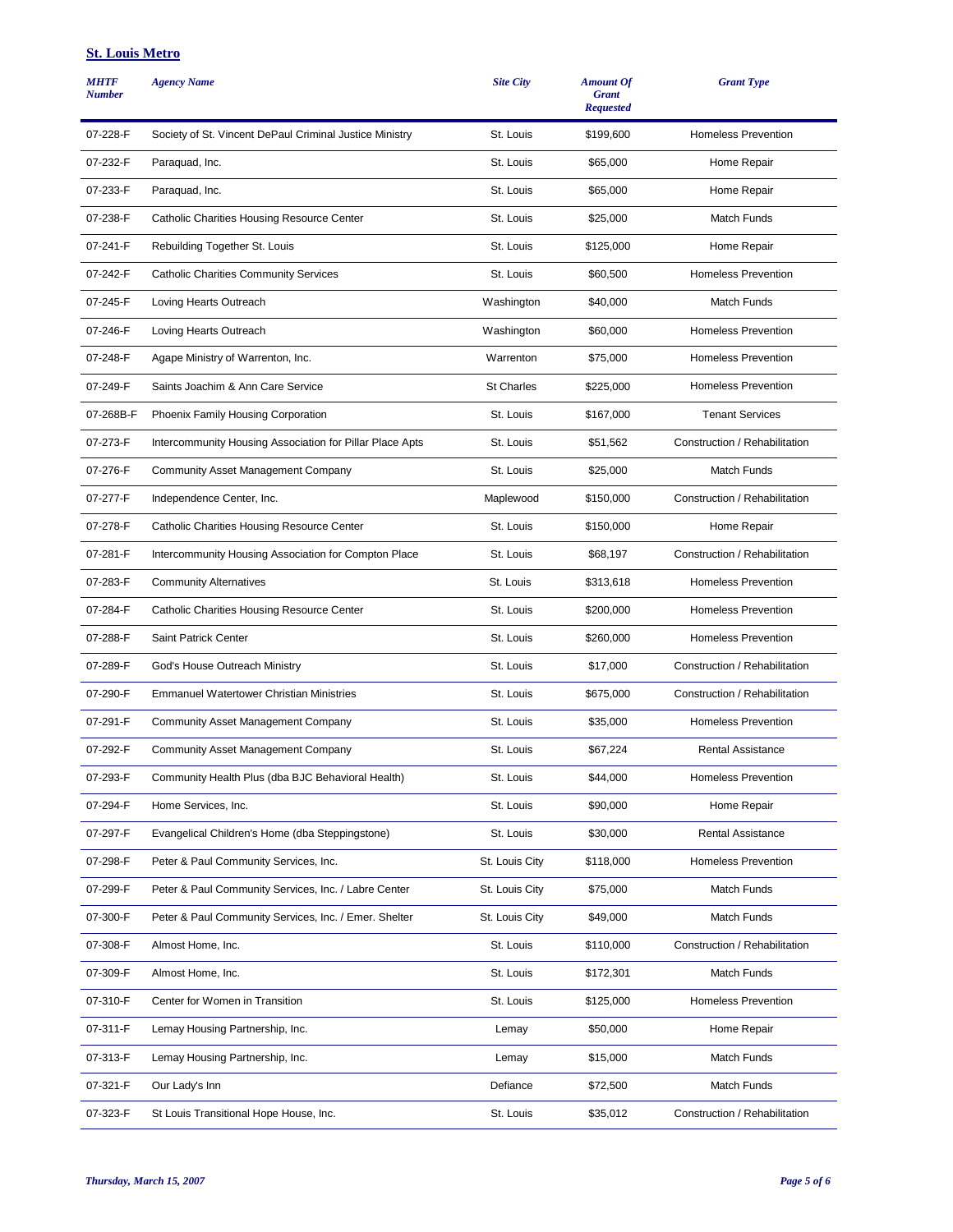## St. Louis Metro

| *MHTF Number* | *Agency Name* | *Site City* | *Amount Of Grant Requested* | *Grant Type* |
|---|---|---|---|---|
| 07-228-F | Society of St. Vincent DePaul Criminal Justice Ministry | St. Louis | $199,600 | Homeless Prevention |
| 07-232-F | Paraquad, Inc. | St. Louis | $65,000 | Home Repair |
| 07-233-F | Paraquad, Inc. | St. Louis | $65,000 | Home Repair |
| 07-238-F | Catholic Charities Housing Resource Center | St. Louis | $25,000 | Match Funds |
| 07-241-F | Rebuilding Together St. Louis | St. Louis | $125,000 | Home Repair |
| 07-242-F | Catholic Charities Community Services | St. Louis | $60,500 | Homeless Prevention |
| 07-245-F | Loving Hearts Outreach | Washington | $40,000 | Match Funds |
| 07-246-F | Loving Hearts Outreach | Washington | $60,000 | Homeless Prevention |
| 07-248-F | Agape Ministry of Warrenton, Inc. | Warrenton | $75,000 | Homeless Prevention |
| 07-249-F | Saints Joachim & Ann Care Service | St Charles | $225,000 | Homeless Prevention |
| 07-268B-F | Phoenix Family Housing Corporation | St. Louis | $167,000 | Tenant Services |
| 07-273-F | Intercommunity Housing Association for Pillar Place Apts | St. Louis | $51,562 | Construction / Rehabilitation |
| 07-276-F | Community Asset Management Company | St. Louis | $25,000 | Match Funds |
| 07-277-F | Independence Center, Inc. | Maplewood | $150,000 | Construction / Rehabilitation |
| 07-278-F | Catholic Charities Housing Resource Center | St. Louis | $150,000 | Home Repair |
| 07-281-F | Intercommunity Housing Association for Compton Place | St. Louis | $68,197 | Construction / Rehabilitation |
| 07-283-F | Community Alternatives | St. Louis | $313,618 | Homeless Prevention |
| 07-284-F | Catholic Charities Housing Resource Center | St. Louis | $200,000 | Homeless Prevention |
| 07-288-F | Saint Patrick Center | St. Louis | $260,000 | Homeless Prevention |
| 07-289-F | God's House Outreach Ministry | St. Louis | $17,000 | Construction / Rehabilitation |
| 07-290-F | Emmanuel Watertower Christian Ministries | St. Louis | $675,000 | Construction / Rehabilitation |
| 07-291-F | Community Asset Management Company | St. Louis | $35,000 | Homeless Prevention |
| 07-292-F | Community Asset Management Company | St. Louis | $67,224 | Rental Assistance |
| 07-293-F | Community Health Plus (dba BJC Behavioral Health) | St. Louis | $44,000 | Homeless Prevention |
| 07-294-F | Home Services, Inc. | St. Louis | $90,000 | Home Repair |
| 07-297-F | Evangelical Children's Home (dba Steppingstone) | St. Louis | $30,000 | Rental Assistance |
| 07-298-F | Peter & Paul Community Services, Inc. | St. Louis City | $118,000 | Homeless Prevention |
| 07-299-F | Peter & Paul Community Services, Inc. / Labre Center | St. Louis City | $75,000 | Match Funds |
| 07-300-F | Peter & Paul Community Services, Inc. / Emer. Shelter | St. Louis City | $49,000 | Match Funds |
| 07-308-F | Almost Home, Inc. | St. Louis | $110,000 | Construction / Rehabilitation |
| 07-309-F | Almost Home, Inc. | St. Louis | $172,301 | Match Funds |
| 07-310-F | Center for Women in Transition | St. Louis | $125,000 | Homeless Prevention |
| 07-311-F | Lemay Housing Partnership, Inc. | Lemay | $50,000 | Home Repair |
| 07-313-F | Lemay Housing Partnership, Inc. | Lemay | $15,000 | Match Funds |
| 07-321-F | Our Lady's Inn | Defiance | $72,500 | Match Funds |
| 07-323-F | St Louis Transitional Hope House, Inc. | St. Louis | $35,012 | Construction / Rehabilitation |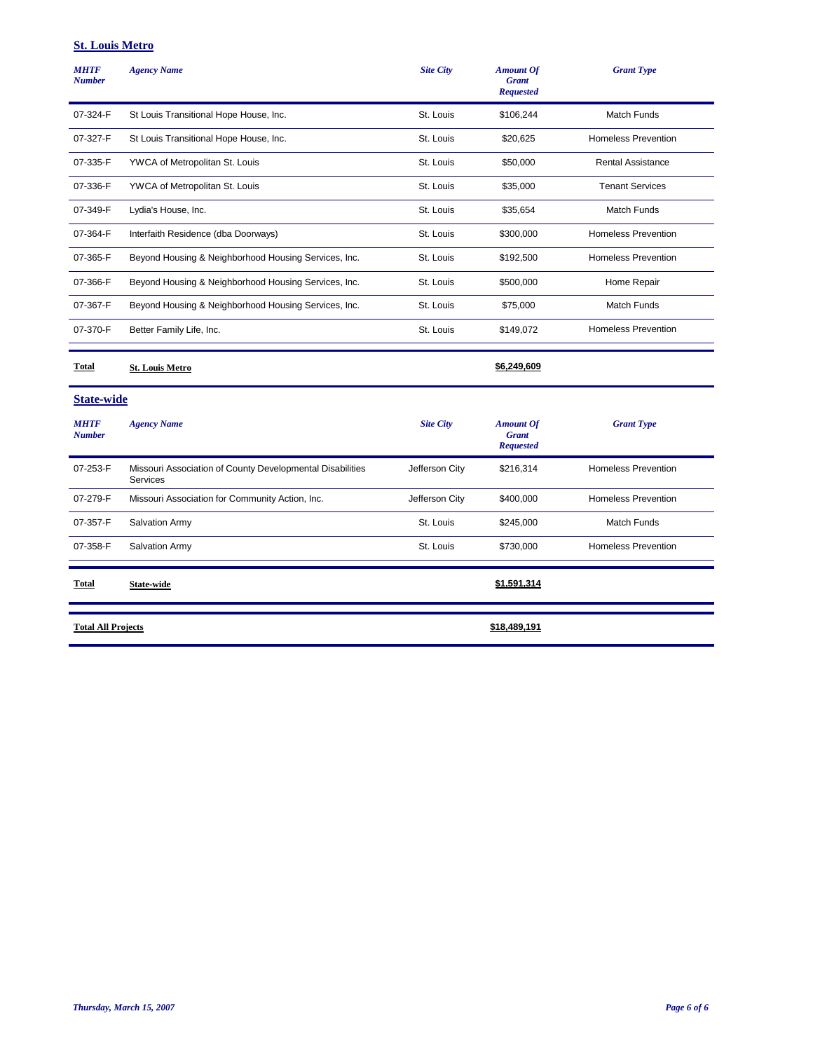## St. Louis Metro

| MHTF Number | Agency Name | Site City | Amount Of Grant Requested | Grant Type |
|---|---|---|---|---|
| 07-324-F | St Louis Transitional Hope House, Inc. | St. Louis | $106,244 | Match Funds |
| 07-327-F | St Louis Transitional Hope House, Inc. | St. Louis | $20,625 | Homeless Prevention |
| 07-335-F | YWCA of Metropolitan St. Louis | St. Louis | $50,000 | Rental Assistance |
| 07-336-F | YWCA of Metropolitan St. Louis | St. Louis | $35,000 | Tenant Services |
| 07-349-F | Lydia's House, Inc. | St. Louis | $35,654 | Match Funds |
| 07-364-F | Interfaith Residence (dba Doorways) | St. Louis | $300,000 | Homeless Prevention |
| 07-365-F | Beyond Housing & Neighborhood Housing Services, Inc. | St. Louis | $192,500 | Homeless Prevention |
| 07-366-F | Beyond Housing & Neighborhood Housing Services, Inc. | St. Louis | $500,000 | Home Repair |
| 07-367-F | Beyond Housing & Neighborhood Housing Services, Inc. | St. Louis | $75,000 | Match Funds |
| 07-370-F | Better Family Life, Inc. | St. Louis | $149,072 | Homeless Prevention |
| **Total** | **St. Louis Metro** | | **$6,249,609** | |

## State-wide

| MHTF Number | Agency Name | Site City | Amount Of Grant Requested | Grant Type |
|---|---|---|---|---|
| 07-253-F | Missouri Association of County Developmental Disabilities Services | Jefferson City | $216,314 | Homeless Prevention |
| 07-279-F | Missouri Association for Community Action, Inc. | Jefferson City | $400,000 | Homeless Prevention |
| 07-357-F | Salvation Army | St. Louis | $245,000 | Match Funds |
| 07-358-F | Salvation Army | St. Louis | $730,000 | Homeless Prevention |
| **Total** | **State-wide** | | **$1,591,314** | |

**Total All Projects** **$18,489,191**

*Thursday, March 15, 2007*